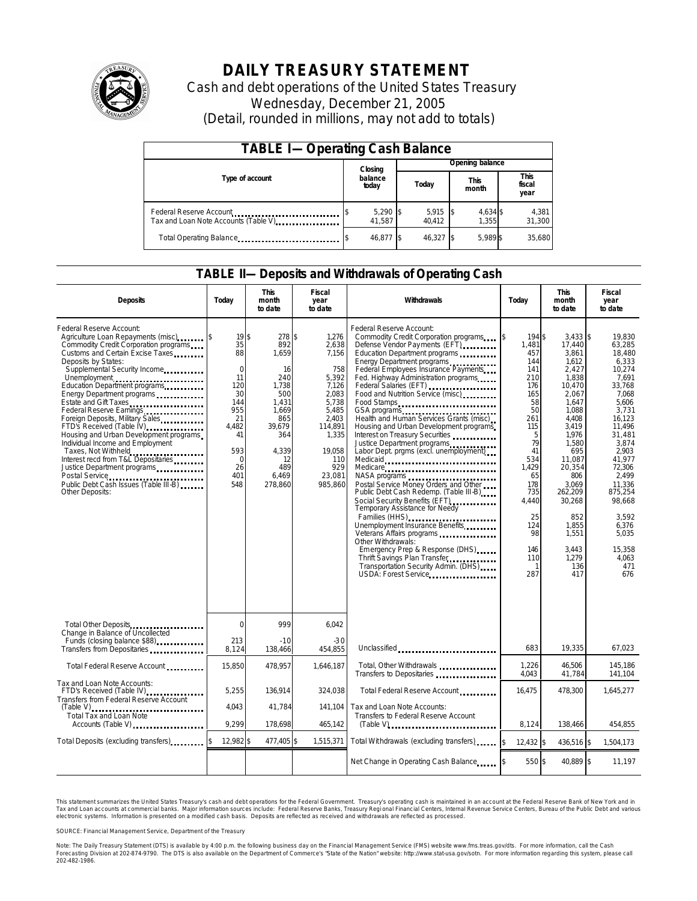# DAILY TREASURY STATEMENT

Cash and debt operations of the United States Treasury

Wednesday, December 21, 2005

(Detail, rounded in millions, may not add to totals)

## TABLE I—Operating Cash Balance

| Type of account | Closing balance today | Opening balance Today | Opening balance This month | Opening balance This fiscal year |
|---|---|---|---|---|
| Federal Reserve Account | $ 5,290 | $ 5,915 | $ 4,634 | $ 4,381 |
| Tax and Loan Note Accounts (Table V) | 41,587 | 40,412 | 1,355 | 31,300 |
| Total Operating Balance | $ 46,877 | $ 46,327 | $ 5,989 | $ 35,680 |

## TABLE II—Deposits and Withdrawals of Operating Cash

| Deposits | Today | This month to date | Fiscal year to date | Withdrawals | Today | This month to date | Fiscal year to date |
|---|---|---|---|---|---|---|---|
| Federal Reserve Account: | | | | Federal Reserve Account: | | | |
| Agriculture Loan Repayments (misc) | $ 19 | $ 278 | $ 1,276 | Commodity Credit Corporation programs | $ 194 | $ 3,433 | $ 19,830 |
| Commodity Credit Corporation programs | 35 | 892 | 2,638 | Defense Vendor Payments (EFT) | 1,481 | 17,440 | 63,285 |
| Customs and Certain Excise Taxes | 88 | 1,659 | 7,156 | Education Department programs | 457 | 3,861 | 18,480 |
| Deposits by States: | | | | Energy Department programs | 144 | 1,612 | 6,333 |
| Supplemental Security Income | 0 | 16 | 758 | Federal Employees Insurance Payments | 141 | 2,427 | 10,274 |
| Unemployment | 11 | 240 | 5,392 | Fed. Highway Administration programs | 210 | 1,838 | 7,691 |
| Education Department programs | 120 | 1,738 | 7,126 | Federal Salaries (EFT) | 176 | 10,470 | 33,768 |
| Energy Department programs | 30 | 500 | 2,083 | Food and Nutrition Service (misc) | 165 | 2,067 | 7,068 |
| Estate and Gift Taxes | 144 | 1,431 | 5,738 | Food Stamps | 58 | 1,647 | 5,606 |
| Federal Reserve Earnings | 955 | 1,669 | 5,485 | GSA programs | 50 | 1,088 | 3,731 |
| Foreign Deposits, Military Sales | 21 | 865 | 2,403 | Health and Human Services Grants (misc) | 261 | 4,408 | 16,123 |
| FTD's Received (Table IV) | 4,482 | 39,679 | 114,891 | Housing and Urban Development programs | 115 | 3,419 | 11,496 |
| Housing and Urban Development programs | 41 | 364 | 1,335 | Interest on Treasury Securities | 5 | 1,976 | 31,481 |
| Individual Income and Employment | | | | Justice Department programs | 79 | 1,580 | 3,874 |
| Taxes, Not Withheld | 593 | 4,339 | 19,058 | Labor Dept. prgms (excl. unemployment) | 41 | 695 | 2,903 |
| Interest recd from T&L Depositaries | 0 | 12 | 110 | Medicaid | 534 | 11,087 | 41,977 |
| Justice Department programs | 26 | 489 | 929 | Medicare | 1,429 | 20,354 | 72,306 |
| Postal Service | 401 | 6,469 | 23,081 | NASA programs | 65 | 806 | 2,499 |
| Public Debt Cash Issues (Table III-B) | 548 | 278,860 | 985,860 | Postal Service Money Orders and Other | 178 | 3,069 | 11,336 |
| Other Deposits: | | | | Public Debt Cash Redemp. (Table III-B) | 735 | 262,209 | 875,254 |
| | | | | Social Security Benefits (EFT) | 4,440 | 30,268 | 98,668 |
| | | | | Temporary Assistance for Needy Families (HHS) | 25 | 852 | 3,592 |
| | | | | Unemployment Insurance Benefits | 124 | 1,855 | 6,376 |
| | | | | Veterans Affairs programs | 98 | 1,551 | 5,035 |
| | | | | Other Withdrawals: | | | |
| | | | | Emergency Prep & Response (DHS) | 146 | 3,443 | 15,358 |
| | | | | Thrift Savings Plan Transfer | 110 | 1,279 | 4,063 |
| | | | | Transportation Security Admin. (DHS) | 1 | 136 | 471 |
| | | | | USDA: Forest Service | 287 | 417 | 676 |
| Total Other Deposits | 0 | 999 | 6,042 | | | | |
| Change in Balance of Uncollected Funds (closing balance $88) | 213 | -10 | -30 | | | | |
| Transfers from Depositaries | 8,124 | 138,466 | 454,855 | Unclassified | 683 | 19,335 | 67,023 |
| Total Federal Reserve Account | 15,850 | 478,957 | 1,646,187 | Total, Other Withdrawals | 1,226 | 46,506 | 145,186 |
| | | | | Transfers to Depositaries | 4,043 | 41,784 | 141,104 |
| Tax and Loan Note Accounts: | | | | | | | |
| FTD's Received (Table IV) | 5,255 | 136,914 | 324,038 | Total Federal Reserve Account | 16,475 | 478,300 | 1,645,277 |
| Transfers from Federal Reserve Account (Table V) | 4,043 | 41,784 | 141,104 | Tax and Loan Note Accounts: | | | |
| Total Tax and Loan Note Accounts (Table V) | 9,299 | 178,698 | 465,142 | Transfers to Federal Reserve Account (Table V) | 8,124 | 138,466 | 454,855 |
| Total Deposits (excluding transfers) | $ 12,982 | $ 477,405 | $ 1,515,371 | Total Withdrawals (excluding transfers) | $ 12,432 | $ 436,516 | $ 1,504,173 |
| | | | | Net Change in Operating Cash Balance | $ 550 | $ 40,889 | $ 11,197 |

This statement summarizes the United States Treasury's cash and debt operations for the Federal Government. Treasury's operating cash is maintained in an account at the Federal Reserve Bank of New York and in Tax and Loan accounts at commercial banks. Major information sources include: Federal Reserve Banks, Treasury Regional Financial Centers, Internal Revenue Service Centers, Bureau of the Public Debt and various electronic systems. Information is presented on a modified cash basis. Deposits are reflected as received and withdrawals are reflected as processed.

SOURCE: Financial Management Service, Department of the Treasury

Note: The Daily Treasury Statement (DTS) is available by 4:00 p.m. the following business day on the Financial Management Service (FMS) website www.fms.treas.gov/dts. For more information, call the Cash Forecasting Division at 202-874-9790. The DTS is also available on the Department of Commerce's "State of the Nation" website: http://www.stat-usa.gov/sotn. For more information regarding this system, please call 202-482-1986.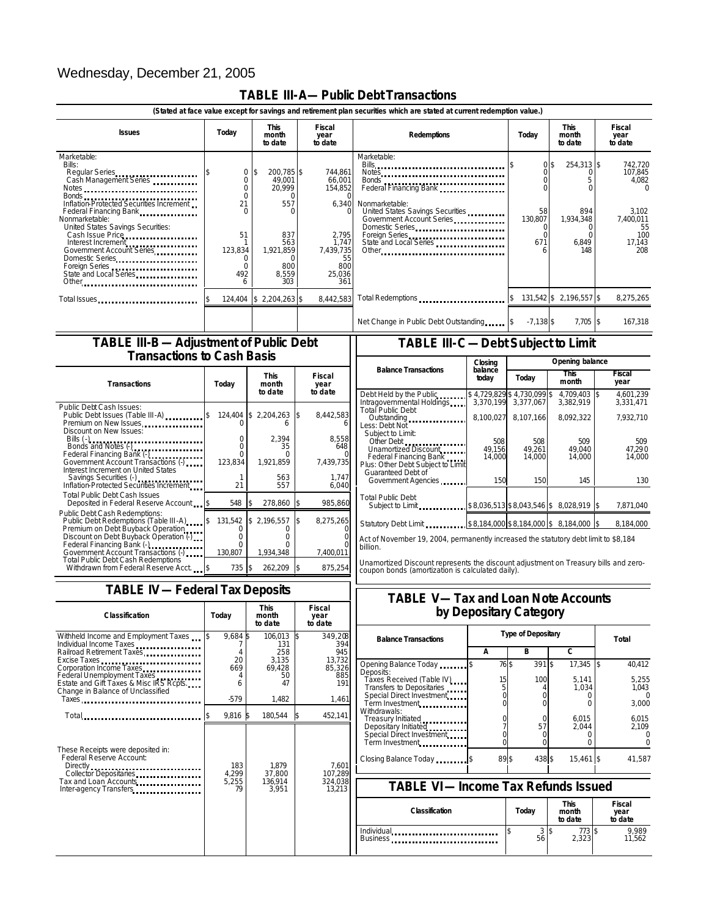Wednesday, December 21, 2005

## TABLE III-A— Public Debt Transactions

(Stated at face value except for savings and retirement plan securities which are stated at current redemption value.)

| Issues | Today | This month to date | Fiscal year to date | Redemptions | Today | This month to date | Fiscal year to date |
|---|---|---|---|---|---|---|---|
| Marketable: | | | | Marketable: | | | |
| Bills: | | | | Bills | $ 0 | $ 254,313 | $ 742,720 |
| Regular Series | $ 0 | $ 200,785 | $ 744,861 | Notes | 0 | 0 | 107,845 |
| Cash Management Series | 0 | 49,001 | 66,001 | Bonds | 0 | 5 | 4,082 |
| Notes | 0 | 20,999 | 154,852 | Federal Financing Bank | 0 | 0 | 0 |
| Bonds | 0 | 0 | 0 | | | | |
| Inflation-Protected Securities Increment | 21 | 557 | 6,340 | Nonmarketable: | | | |
| Federal Financing Bank | 0 | 0 | 0 | United States Savings Securities | 58 | 894 | 3,102 |
| Nonmarketable: | | | | Government Account Series | 130,807 | 1,934,348 | 7,400,011 |
| United States Savings Securities: | | | | Domestic Series | 0 | 0 | 55 |
| Cash Issue Price | 51 | 837 | 2,795 | Foreign Series | 0 | 0 | 100 |
| Interest Increment | 1 | 563 | 1,747 | State and Local Series | 671 | 6,849 | 17,143 |
| Government Account Series | 123,834 | 1,921,859 | 7,439,735 | Other | 6 | 148 | 208 |
| Domestic Series | 0 | 0 | 55 | | | | |
| Foreign Series | 0 | 800 | 800 | | | | |
| State and Local Series | 492 | 8,559 | 25,036 | | | | |
| Other | 6 | 303 | 361 | | | | |
| Total Issues | $ 124,404 | $ 2,204,263 | $ 8,442,583 | Total Redemptions | $ 131,542 | $ 2,196,557 | $ 8,275,265 |
| | | | | Net Change in Public Debt Outstanding | $ -7,138 | $ 7,705 | $ 167,318 |

## TABLE III-B — Adjustment of Public Debt Transactions to Cash Basis

| Transactions | Today | This month to date | Fiscal year to date |
|---|---|---|---|
| Public Debt Cash Issues: | | | |
| Public Debt Issues (Table III-A) | $ 124,404 | $ 2,204,263 | $ 8,442,583 |
| Premium on New Issues | 0 | 6 | 6 |
| Discount on New Issues: | | | |
| Bills (-) | 0 | 2,394 | 8,558 |
| Bonds and Notes (-) | 0 | 35 | 648 |
| Federal Financing Bank (-) | 0 | 0 | 0 |
| Government Account Transactions (-) | 123,834 | 1,921,859 | 7,439,735 |
| Interest Increment on United States Savings Securities (-) | 1 | 563 | 1,747 |
| Inflation-Protected Securities Increment | 21 | 557 | 6,040 |
| Total Public Debt Cash Issues Deposited in Federal Reserve Account | $ 548 | $ 278,860 | $ 985,860 |
| Public Debt Cash Redemptions: | | | |
| Public Debt Redemptions (Table III-A) | $ 131,542 | $ 2,196,557 | $ 8,275,265 |
| Premium on Debt Buyback Operation | 0 | 0 | 0 |
| Discount on Debt Buyback Operation (-) | 0 | 0 | 0 |
| Federal Financing Bank (-) | 0 | 0 | 0 |
| Government Account Transactions (-) | 130,807 | 1,934,348 | 7,400,011 |
| Total Public Debt Cash Redemptions Withdrawn from Federal Reserve Acct. | $ 735 | $ 262,209 | $ 875,254 |

## TABLE III-C — Debt Subject to Limit

| Balance Transactions | Closing balance today | Opening balance Today | Opening balance This month | Opening balance Fiscal year |
|---|---|---|---|---|
| Debt Held by the Public | $ 4,729,829 | $ 4,730,099 | $ 4,709,403 | $ 4,601,239 |
| Intragovernmental Holdings | 3,370,199 | 3,377,067 | 3,382,919 | 3,331,471 |
| Total Public Debt Outstanding | 8,100,027 | 8,107,166 | 8,092,322 | 7,932,710 |
| Less: Debt Not Subject to Limit: | | | | |
| Other Debt | 508 | 508 | 509 | 509 |
| Unamortized Discount | 49,156 | 49,261 | 49,040 | 47,290 |
| Federal Financing Bank | 14,000 | 14,000 | 14,000 | 14,000 |
| Plus: Other Debt Subject to Limit Guaranteed Debt of Government Agencies | 150 | 150 | 145 | 130 |
| Total Public Debt Subject to Limit | $ 8,036,513 | $ 8,043,546 | $ 8,028,919 | $ 7,871,040 |
| Statutory Debt Limit | $ 8,184,000 | $ 8,184,000 | $ 8,184,000 | $ 8,184,000 |

Act of November 19, 2004, permanently increased the statutory debt limit to $8,184 billion.

Unamortized Discount represents the discount adjustment on Treasury bills and zero-coupon bonds (amortization is calculated daily).

## TABLE IV — Federal Tax Deposits

| Classification | Today | This month to date | Fiscal year to date |
|---|---|---|---|
| Withheld Income and Employment Taxes | $ 9,684 | $ 106,013 | $ 349,208 |
| Individual Income Taxes | 7 | 131 | 394 |
| Railroad Retirement Taxes | 4 | 258 | 945 |
| Excise Taxes | 20 | 3,135 | 13,732 |
| Corporation Income Taxes | 669 | 69,428 | 85,326 |
| Federal Unemployment Taxes | 4 | 50 | 885 |
| Estate and Gift Taxes & Misc IRS Rcpts. | 6 | 47 | 191 |
| Change in Balance of Unclassified Taxes | -579 | 1,482 | 1,461 |
| Total | $ 9,816 | $ 180,544 | $ 452,141 |
| These Receipts were deposited in: | | | |
| Federal Reserve Account: | | | |
| Directly | 183 | 1,879 | 7,601 |
| Collector Depositaries | 4,299 | 37,800 | 107,289 |
| Tax and Loan Accounts | 5,255 | 136,914 | 324,038 |
| Inter-agency Transfers | 79 | 3,951 | 13,213 |

## TABLE V— Tax and Loan Note Accounts by Depositary Category

| Balance Transactions | Type of Depositary A | Type of Depositary B | Type of Depositary C | Total |
|---|---|---|---|---|
| Opening Balance Today | $ 76 | $ 391 | $ 17,345 | $ 40,412 |
| Deposits: | | | | |
| Taxes Received (Table IV) | 15 | 100 | 5,141 | 5,255 |
| Transfers to Depositaries | 5 | 4 | 1,034 | 1,043 |
| Special Direct Investment | 0 | 0 | 0 | 0 |
| Term Investment | 0 | 0 | 0 | 3,000 |
| Withdrawals: | | | | |
| Treasury Initiated | 0 | 0 | 6,015 | 6,015 |
| Depositary Initiated | 7 | 57 | 2,044 | 2,109 |
| Special Direct Investment | 0 | 0 | 0 | 0 |
| Term Investment | 0 | 0 | 0 | 0 |
| Closing Balance Today | $ 89 | $ 438 | $ 15,461 | $ 41,587 |

## TABLE VI— Income Tax Refunds Issued

| Classification | Today | This month to date | Fiscal year to date |
|---|---|---|---|
| Individual | $ 3 | $ 773 | $ 9,989 |
| Business | 56 | 2,323 | 11,562 |